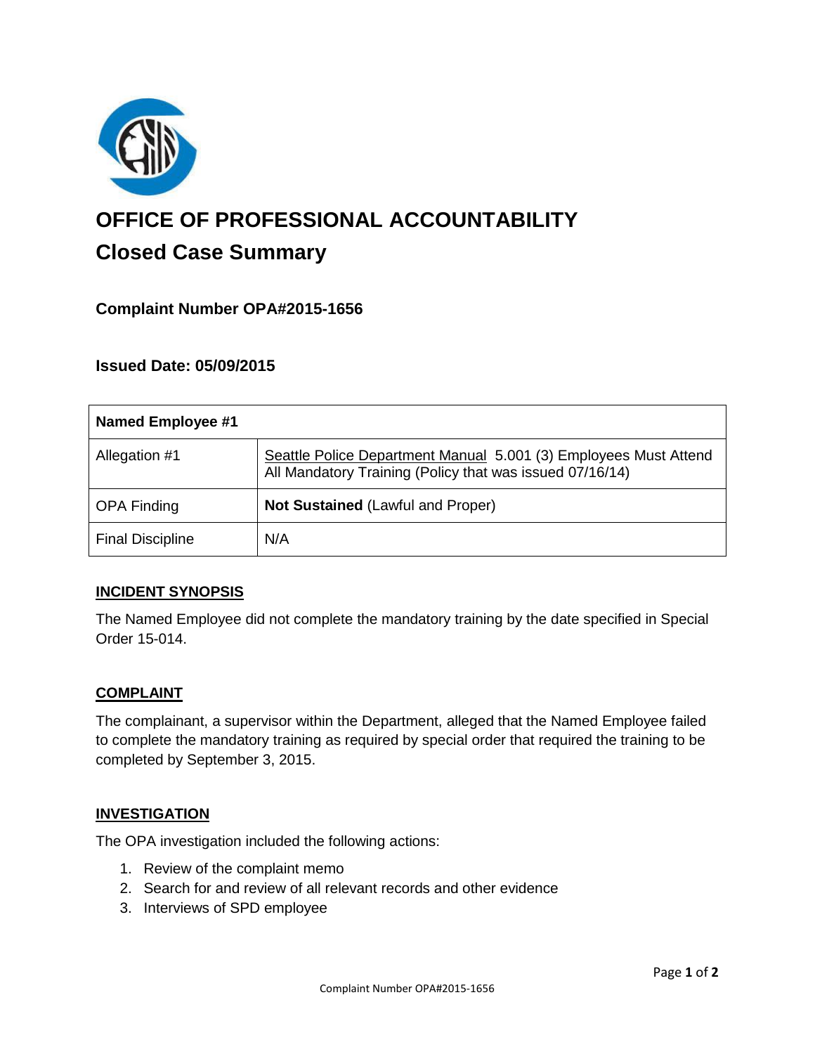# OFFICE OF PROFESSIONAL ACCOUNTABILITY

## Closed Case Summary

### Complaint Number OPA#2015-1656

### Issued Date: 05/09/2015

| Named Employee #1 | |
|---|---|
| Allegation #1 | Seattle Police Department Manual 5.001 (3) Employees Must Attend All Mandatory Training (Policy that was issued 07/16/14) |
| OPA Finding | **Not Sustained** (Lawful and Proper) |
| Final Discipline | N/A |

### INCIDENT SYNOPSIS

The Named Employee did not complete the mandatory training by the date specified in Special Order 15-014.

### COMPLAINT

The complainant, a supervisor within the Department, alleged that the Named Employee failed to complete the mandatory training as required by special order that required the training to be completed by September 3, 2015.

### INVESTIGATION

The OPA investigation included the following actions:

1. Review of the complaint memo
2. Search for and review of all relevant records and other evidence
3. Interviews of SPD employee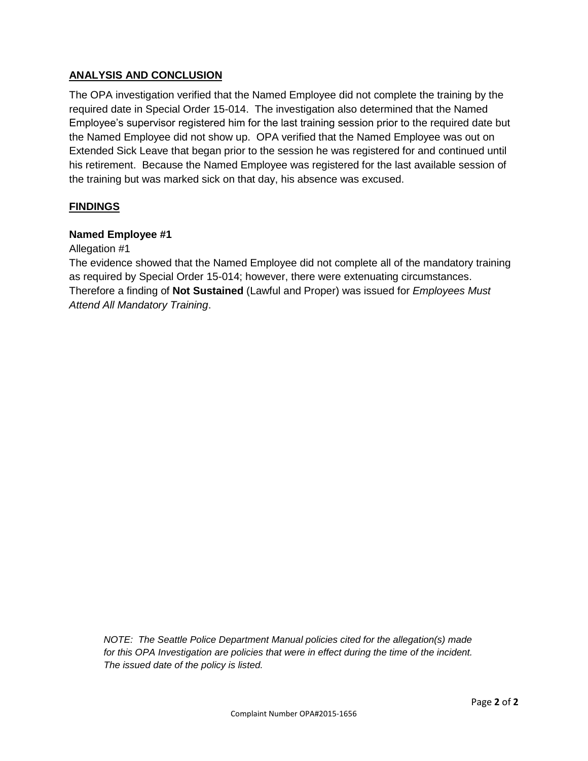## ANALYSIS AND CONCLUSION

The OPA investigation verified that the Named Employee did not complete the training by the required date in Special Order 15-014. The investigation also determined that the Named Employee's supervisor registered him for the last training session prior to the required date but the Named Employee did not show up. OPA verified that the Named Employee was out on Extended Sick Leave that began prior to the session he was registered for and continued until his retirement. Because the Named Employee was registered for the last available session of the training but was marked sick on that day, his absence was excused.

## FINDINGS

### Named Employee #1

Allegation #1

The evidence showed that the Named Employee did not complete all of the mandatory training as required by Special Order 15-014; however, there were extenuating circumstances. Therefore a finding of **Not Sustained** (Lawful and Proper) was issued for *Employees Must Attend All Mandatory Training*.

*NOTE: The Seattle Police Department Manual policies cited for the allegation(s) made for this OPA Investigation are policies that were in effect during the time of the incident. The issued date of the policy is listed.*

Complaint Number OPA#2015-1656